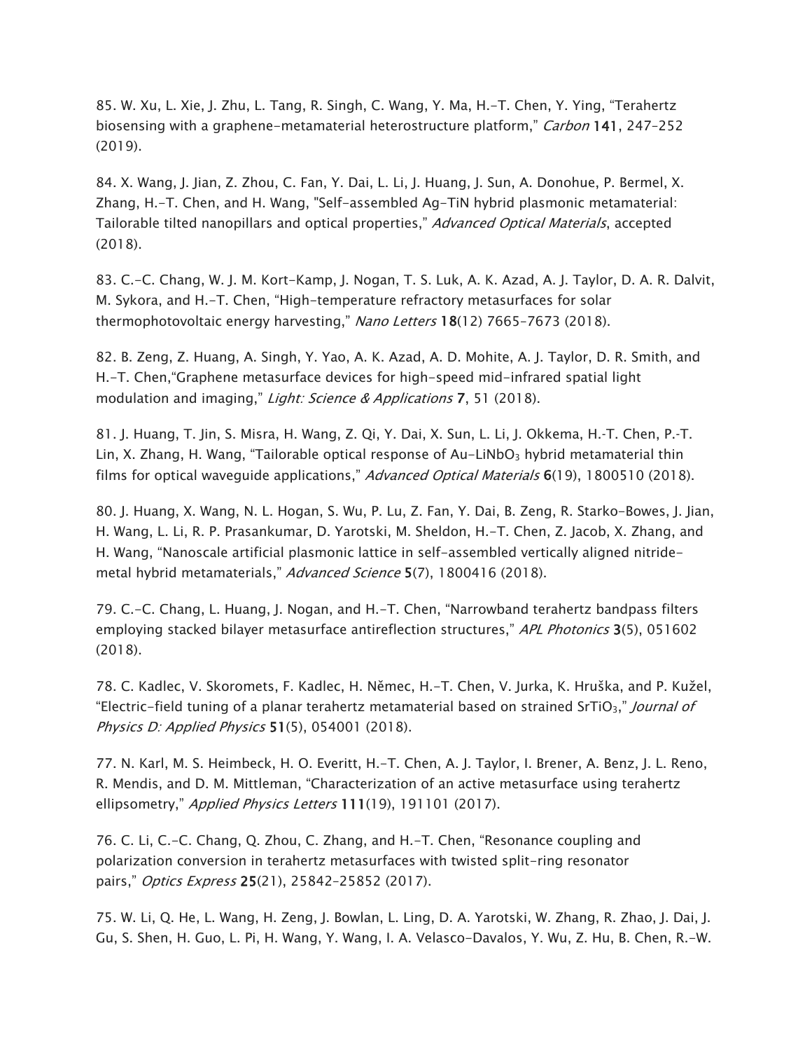85. W. Xu, L. Xie, J. Zhu, L. Tang, R. Singh, C. Wang, Y. Ma, H.-T. Chen, Y. Ying, "Terahertz biosensing with a graphene-metamaterial heterostructure platform," *Carbon* **141**, 247–252 (2019).

84. X. Wang, J. Jian, Z. Zhou, C. Fan, Y. Dai, L. Li, J. Huang, J. Sun, A. Donohue, P. Bermel, X. Zhang, H.-T. Chen, and H. Wang, "Self-assembled Ag-TiN hybrid plasmonic metamaterial: Tailorable tilted nanopillars and optical properties," *Advanced Optical Materials*, accepted (2018).

83. C.-C. Chang, W. J. M. Kort-Kamp, J. Nogan, T. S. Luk, A. K. Azad, A. J. Taylor, D. A. R. Dalvit, M. Sykora, and H.-T. Chen, "High-temperature refractory metasurfaces for solar thermophotovoltaic energy harvesting," *Nano Letters* **18**(12) 7665–7673 (2018).

82. B. Zeng, Z. Huang, A. Singh, Y. Yao, A. K. Azad, A. D. Mohite, A. J. Taylor, D. R. Smith, and H.-T. Chen,"Graphene metasurface devices for high-speed mid-infrared spatial light modulation and imaging," *Light: Science & Applications* **7**, 51 (2018).

81. J. Huang, T. Jin, S. Misra, H. Wang, Z. Qi, Y. Dai, X. Sun, L. Li, J. Okkema, H.-T. Chen, P.-T. Lin, X. Zhang, H. Wang, "Tailorable optical response of Au-$LiNbO_3$ hybrid metamaterial thin films for optical waveguide applications," *Advanced Optical Materials* **6**(19), 1800510 (2018).

80. J. Huang, X. Wang, N. L. Hogan, S. Wu, P. Lu, Z. Fan, Y. Dai, B. Zeng, R. Starko-Bowes, J. Jian, H. Wang, L. Li, R. P. Prasankumar, D. Yarotski, M. Sheldon, H.-T. Chen, Z. Jacob, X. Zhang, and H. Wang, "Nanoscale artificial plasmonic lattice in self-assembled vertically aligned nitride-metal hybrid metamaterials," *Advanced Science* **5**(7), 1800416 (2018).

79. C.-C. Chang, L. Huang, J. Nogan, and H.-T. Chen, "Narrowband terahertz bandpass filters employing stacked bilayer metasurface antireflection structures," *APL Photonics* **3**(5), 051602 (2018).

78. C. Kadlec, V. Skoromets, F. Kadlec, H. Němec, H.-T. Chen, V. Jurka, K. Hruška, and P. Kužel, "Electric-field tuning of a planar terahertz metamaterial based on strained $SrTiO_3$," *Journal of Physics D: Applied Physics* **51**(5), 054001 (2018).

77. N. Karl, M. S. Heimbeck, H. O. Everitt, H.-T. Chen, A. J. Taylor, I. Brener, A. Benz, J. L. Reno, R. Mendis, and D. M. Mittleman, "Characterization of an active metasurface using terahertz ellipsometry," *Applied Physics Letters* **111**(19), 191101 (2017).

76. C. Li, C.-C. Chang, Q. Zhou, C. Zhang, and H.-T. Chen, "Resonance coupling and polarization conversion in terahertz metasurfaces with twisted split-ring resonator pairs," *Optics Express* **25**(21), 25842–25852 (2017).

75. W. Li, Q. He, L. Wang, H. Zeng, J. Bowlan, L. Ling, D. A. Yarotski, W. Zhang, R. Zhao, J. Dai, J. Gu, S. Shen, H. Guo, L. Pi, H. Wang, Y. Wang, I. A. Velasco-Davalos, Y. Wu, Z. Hu, B. Chen, R.-W.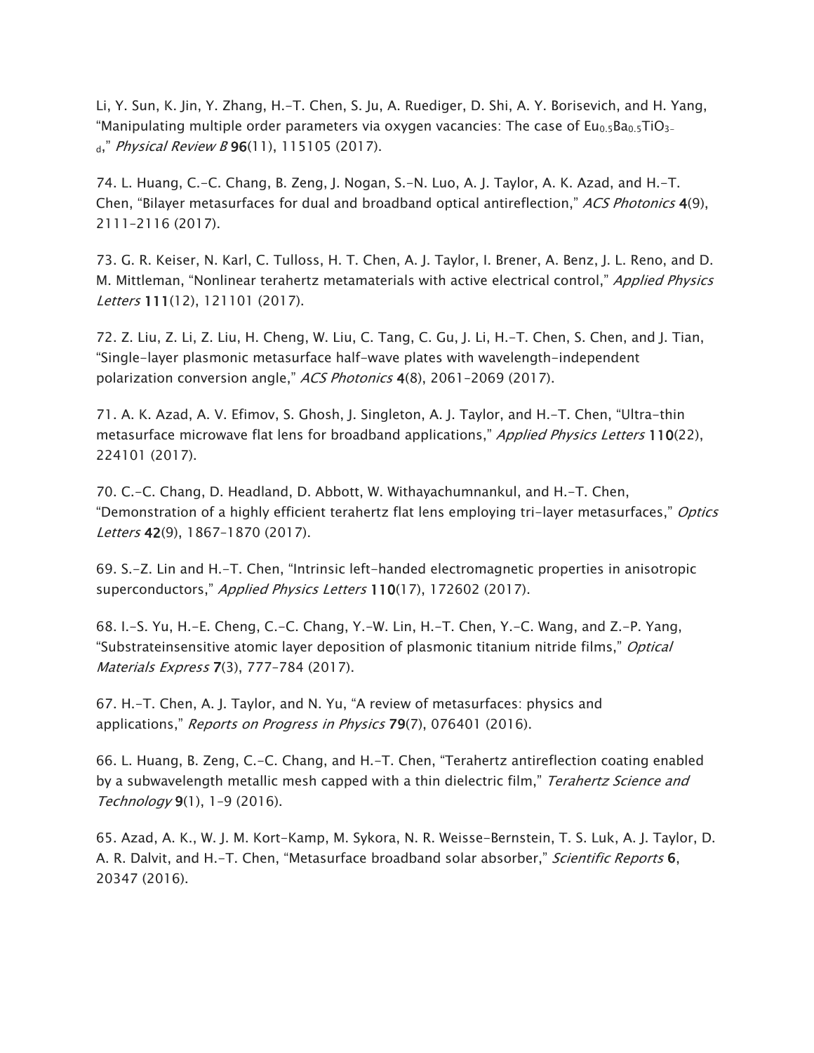Li, Y. Sun, K. Jin, Y. Zhang, H.-T. Chen, S. Ju, A. Ruediger, D. Shi, A. Y. Borisevich, and H. Yang, "Manipulating multiple order parameters via oxygen vacancies: The case of $Eu_{0.5}Ba_{0.5}TiO_{3-d}$," *Physical Review B* **96**(11), 115105 (2017).

74. L. Huang, C.-C. Chang, B. Zeng, J. Nogan, S.-N. Luo, A. J. Taylor, A. K. Azad, and H.-T. Chen, "Bilayer metasurfaces for dual and broadband optical antireflection," *ACS Photonics* **4**(9), 2111–2116 (2017).

73. G. R. Keiser, N. Karl, C. Tulloss, H. T. Chen, A. J. Taylor, I. Brener, A. Benz, J. L. Reno, and D. M. Mittleman, "Nonlinear terahertz metamaterials with active electrical control," *Applied Physics Letters* **111**(12), 121101 (2017).

72. Z. Liu, Z. Li, Z. Liu, H. Cheng, W. Liu, C. Tang, C. Gu, J. Li, H.-T. Chen, S. Chen, and J. Tian, "Single-layer plasmonic metasurface half-wave plates with wavelength-independent polarization conversion angle," *ACS Photonics* **4**(8), 2061–2069 (2017).

71. A. K. Azad, A. V. Efimov, S. Ghosh, J. Singleton, A. J. Taylor, and H.-T. Chen, "Ultra-thin metasurface microwave flat lens for broadband applications," *Applied Physics Letters* **110**(22), 224101 (2017).

70. C.-C. Chang, D. Headland, D. Abbott, W. Withayachumnankul, and H.-T. Chen, "Demonstration of a highly efficient terahertz flat lens employing tri-layer metasurfaces," *Optics Letters* **42**(9), 1867–1870 (2017).

69. S.-Z. Lin and H.-T. Chen, "Intrinsic left-handed electromagnetic properties in anisotropic superconductors," *Applied Physics Letters* **110**(17), 172602 (2017).

68. I.-S. Yu, H.-E. Cheng, C.-C. Chang, Y.-W. Lin, H.-T. Chen, Y.-C. Wang, and Z.-P. Yang, "Substrateinsensitive atomic layer deposition of plasmonic titanium nitride films," *Optical Materials Express* **7**(3), 777–784 (2017).

67. H.-T. Chen, A. J. Taylor, and N. Yu, "A review of metasurfaces: physics and applications," *Reports on Progress in Physics* **79**(7), 076401 (2016).

66. L. Huang, B. Zeng, C.-C. Chang, and H.-T. Chen, "Terahertz antireflection coating enabled by a subwavelength metallic mesh capped with a thin dielectric film," *Terahertz Science and Technology* **9**(1), 1–9 (2016).

65. Azad, A. K., W. J. M. Kort-Kamp, M. Sykora, N. R. Weisse-Bernstein, T. S. Luk, A. J. Taylor, D. A. R. Dalvit, and H.-T. Chen, "Metasurface broadband solar absorber," *Scientific Reports* **6**, 20347 (2016).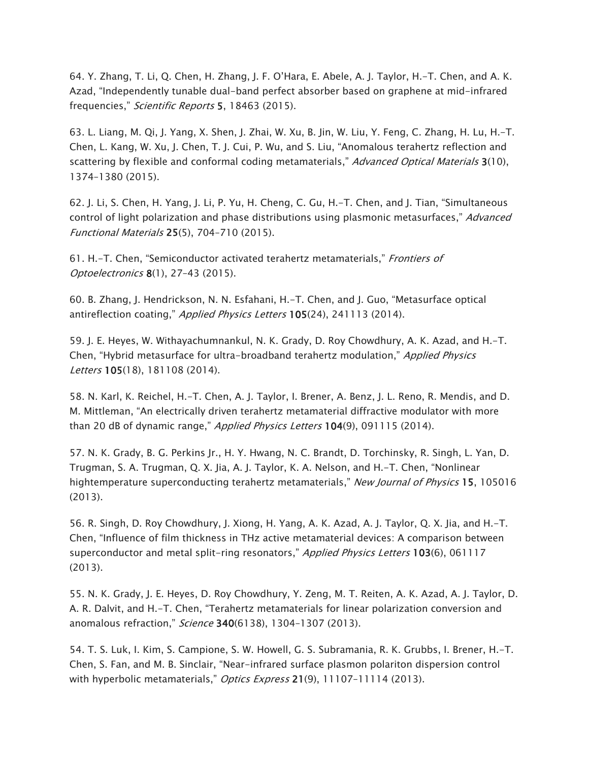64. Y. Zhang, T. Li, Q. Chen, H. Zhang, J. F. O'Hara, E. Abele, A. J. Taylor, H.-T. Chen, and A. K. Azad, "Independently tunable dual-band perfect absorber based on graphene at mid-infrared frequencies," *Scientific Reports* **5**, 18463 (2015).

63. L. Liang, M. Qi, J. Yang, X. Shen, J. Zhai, W. Xu, B. Jin, W. Liu, Y. Feng, C. Zhang, H. Lu, H.-T. Chen, L. Kang, W. Xu, J. Chen, T. J. Cui, P. Wu, and S. Liu, "Anomalous terahertz reflection and scattering by flexible and conformal coding metamaterials," *Advanced Optical Materials* **3**(10), 1374–1380 (2015).

62. J. Li, S. Chen, H. Yang, J. Li, P. Yu, H. Cheng, C. Gu, H.-T. Chen, and J. Tian, "Simultaneous control of light polarization and phase distributions using plasmonic metasurfaces," *Advanced Functional Materials* **25**(5), 704–710 (2015).

61. H.-T. Chen, "Semiconductor activated terahertz metamaterials," *Frontiers of Optoelectronics* **8**(1), 27–43 (2015).

60. B. Zhang, J. Hendrickson, N. N. Esfahani, H.-T. Chen, and J. Guo, "Metasurface optical antireflection coating," *Applied Physics Letters* **105**(24), 241113 (2014).

59. J. E. Heyes, W. Withayachumnankul, N. K. Grady, D. Roy Chowdhury, A. K. Azad, and H.-T. Chen, "Hybrid metasurface for ultra-broadband terahertz modulation," *Applied Physics Letters* **105**(18), 181108 (2014).

58. N. Karl, K. Reichel, H.-T. Chen, A. J. Taylor, I. Brener, A. Benz, J. L. Reno, R. Mendis, and D. M. Mittleman, "An electrically driven terahertz metamaterial diffractive modulator with more than 20 dB of dynamic range," *Applied Physics Letters* **104**(9), 091115 (2014).

57. N. K. Grady, B. G. Perkins Jr., H. Y. Hwang, N. C. Brandt, D. Torchinsky, R. Singh, L. Yan, D. Trugman, S. A. Trugman, Q. X. Jia, A. J. Taylor, K. A. Nelson, and H.-T. Chen, "Nonlinear hightemperature superconducting terahertz metamaterials," *New Journal of Physics* **15**, 105016 (2013).

56. R. Singh, D. Roy Chowdhury, J. Xiong, H. Yang, A. K. Azad, A. J. Taylor, Q. X. Jia, and H.-T. Chen, "Influence of film thickness in THz active metamaterial devices: A comparison between superconductor and metal split-ring resonators," *Applied Physics Letters* **103**(6), 061117 (2013).

55. N. K. Grady, J. E. Heyes, D. Roy Chowdhury, Y. Zeng, M. T. Reiten, A. K. Azad, A. J. Taylor, D. A. R. Dalvit, and H.-T. Chen, "Terahertz metamaterials for linear polarization conversion and anomalous refraction," *Science* **340**(6138), 1304–1307 (2013).

54. T. S. Luk, I. Kim, S. Campione, S. W. Howell, G. S. Subramania, R. K. Grubbs, I. Brener, H.-T. Chen, S. Fan, and M. B. Sinclair, "Near-infrared surface plasmon polariton dispersion control with hyperbolic metamaterials," *Optics Express* **21**(9), 11107–11114 (2013).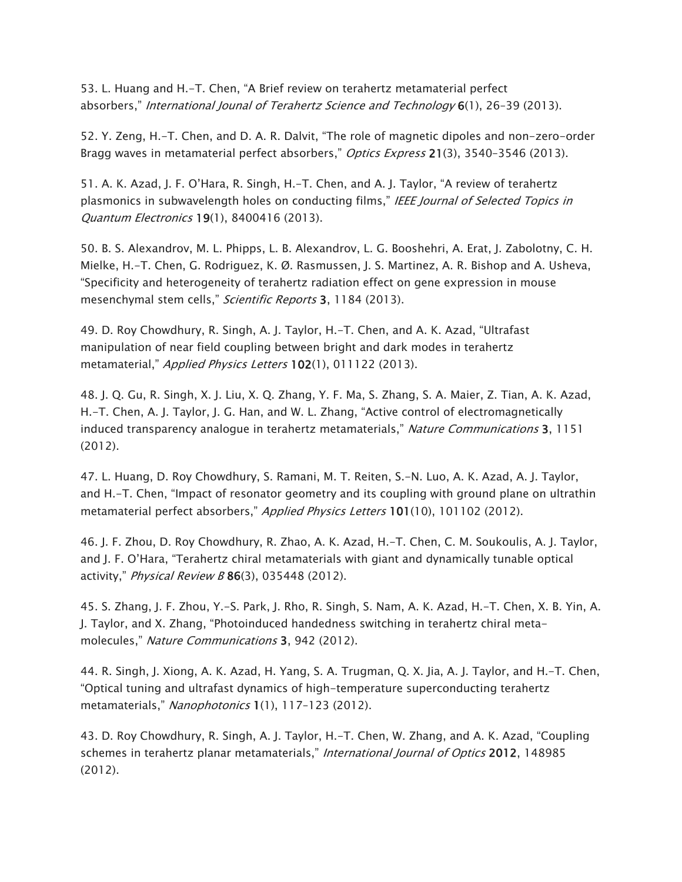53. L. Huang and H.-T. Chen, “A Brief review on terahertz metamaterial perfect absorbers,” *International Jounal of Terahertz Science and Technology* **6**(1), 26–39 (2013).

52. Y. Zeng, H.-T. Chen, and D. A. R. Dalvit, “The role of magnetic dipoles and non-zero-order Bragg waves in metamaterial perfect absorbers,” *Optics Express* **21**(3), 3540–3546 (2013).

51. A. K. Azad, J. F. O’Hara, R. Singh, H.-T. Chen, and A. J. Taylor, “A review of terahertz plasmonics in subwavelength holes on conducting films,” *IEEE Journal of Selected Topics in Quantum Electronics* **19**(1), 8400416 (2013).

50. B. S. Alexandrov, M. L. Phipps, L. B. Alexandrov, L. G. Booshehri, A. Erat, J. Zabolotny, C. H. Mielke, H.-T. Chen, G. Rodriguez, K. Ø. Rasmussen, J. S. Martinez, A. R. Bishop and A. Usheva, “Specificity and heterogeneity of terahertz radiation effect on gene expression in mouse mesenchymal stem cells,” *Scientific Reports* **3**, 1184 (2013).

49. D. Roy Chowdhury, R. Singh, A. J. Taylor, H.-T. Chen, and A. K. Azad, “Ultrafast manipulation of near field coupling between bright and dark modes in terahertz metamaterial,” *Applied Physics Letters* **102**(1), 011122 (2013).

48. J. Q. Gu, R. Singh, X. J. Liu, X. Q. Zhang, Y. F. Ma, S. Zhang, S. A. Maier, Z. Tian, A. K. Azad, H.-T. Chen, A. J. Taylor, J. G. Han, and W. L. Zhang, “Active control of electromagnetically induced transparency analogue in terahertz metamaterials,” *Nature Communications* **3**, 1151 (2012).

47. L. Huang, D. Roy Chowdhury, S. Ramani, M. T. Reiten, S.-N. Luo, A. K. Azad, A. J. Taylor, and H.-T. Chen, “Impact of resonator geometry and its coupling with ground plane on ultrathin metamaterial perfect absorbers,” *Applied Physics Letters* **101**(10), 101102 (2012).

46. J. F. Zhou, D. Roy Chowdhury, R. Zhao, A. K. Azad, H.-T. Chen, C. M. Soukoulis, A. J. Taylor, and J. F. O’Hara, “Terahertz chiral metamaterials with giant and dynamically tunable optical activity,” *Physical Review B* **86**(3), 035448 (2012).

45. S. Zhang, J. F. Zhou, Y.-S. Park, J. Rho, R. Singh, S. Nam, A. K. Azad, H.-T. Chen, X. B. Yin, A. J. Taylor, and X. Zhang, “Photoinduced handedness switching in terahertz chiral meta-molecules,” *Nature Communications* **3**, 942 (2012).

44. R. Singh, J. Xiong, A. K. Azad, H. Yang, S. A. Trugman, Q. X. Jia, A. J. Taylor, and H.-T. Chen, “Optical tuning and ultrafast dynamics of high-temperature superconducting terahertz metamaterials,” *Nanophotonics* **1**(1), 117–123 (2012).

43. D. Roy Chowdhury, R. Singh, A. J. Taylor, H.-T. Chen, W. Zhang, and A. K. Azad, “Coupling schemes in terahertz planar metamaterials,” *International Journal of Optics* **2012**, 148985 (2012).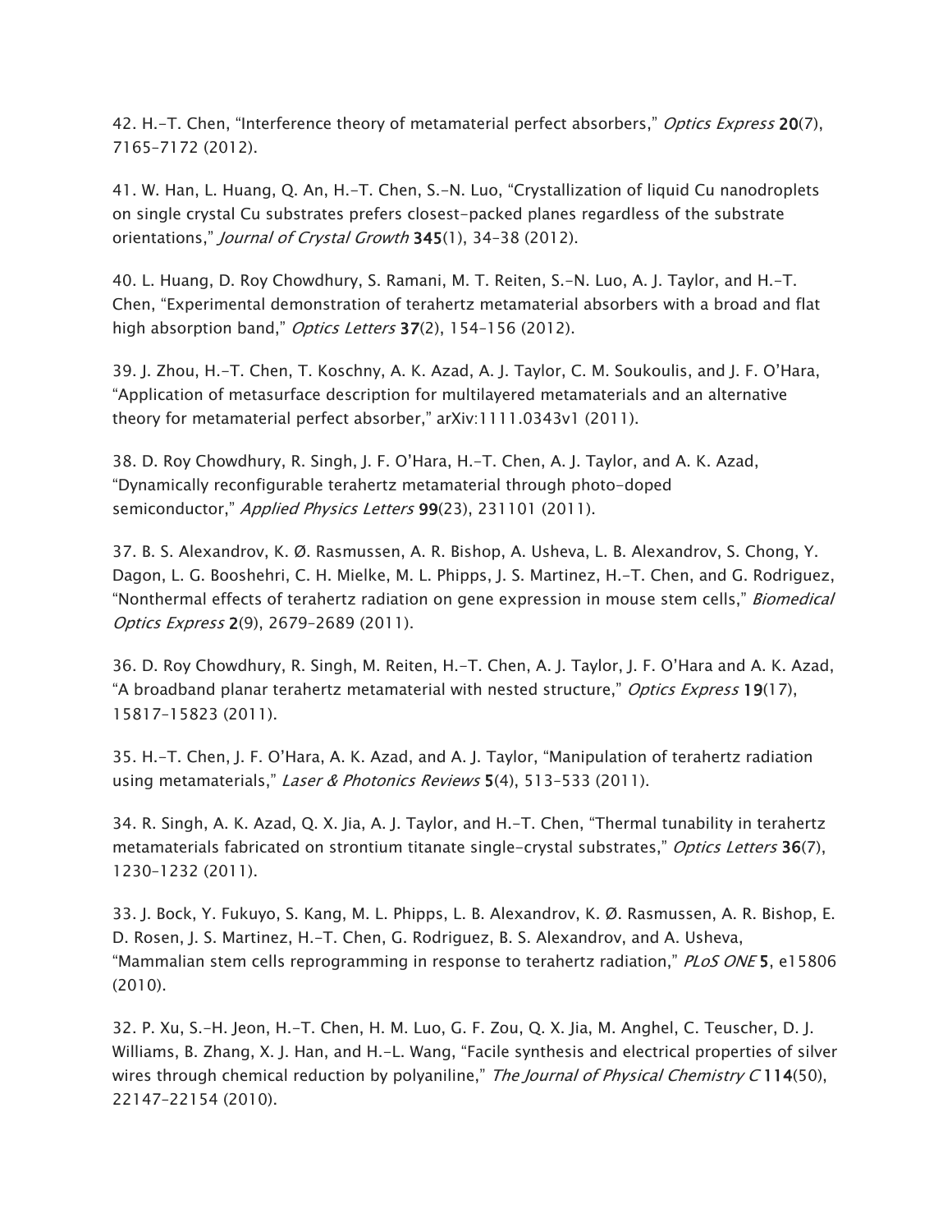42. H.-T. Chen, “Interference theory of metamaterial perfect absorbers,” *Optics Express* **20**(7), 7165–7172 (2012).

41. W. Han, L. Huang, Q. An, H.-T. Chen, S.-N. Luo, “Crystallization of liquid Cu nanodroplets on single crystal Cu substrates prefers closest-packed planes regardless of the substrate orientations,” *Journal of Crystal Growth* **345**(1), 34–38 (2012).

40. L. Huang, D. Roy Chowdhury, S. Ramani, M. T. Reiten, S.-N. Luo, A. J. Taylor, and H.-T. Chen, “Experimental demonstration of terahertz metamaterial absorbers with a broad and flat high absorption band,” *Optics Letters* **37**(2), 154–156 (2012).

39. J. Zhou, H.-T. Chen, T. Koschny, A. K. Azad, A. J. Taylor, C. M. Soukoulis, and J. F. O’Hara, “Application of metasurface description for multilayered metamaterials and an alternative theory for metamaterial perfect absorber,” arXiv:1111.0343v1 (2011).

38. D. Roy Chowdhury, R. Singh, J. F. O’Hara, H.-T. Chen, A. J. Taylor, and A. K. Azad, “Dynamically reconfigurable terahertz metamaterial through photo-doped semiconductor,” *Applied Physics Letters* **99**(23), 231101 (2011).

37. B. S. Alexandrov, K. Ø. Rasmussen, A. R. Bishop, A. Usheva, L. B. Alexandrov, S. Chong, Y. Dagon, L. G. Booshehri, C. H. Mielke, M. L. Phipps, J. S. Martinez, H.-T. Chen, and G. Rodriguez, “Nonthermal effects of terahertz radiation on gene expression in mouse stem cells,” *Biomedical Optics Express* **2**(9), 2679–2689 (2011).

36. D. Roy Chowdhury, R. Singh, M. Reiten, H.-T. Chen, A. J. Taylor, J. F. O’Hara and A. K. Azad, “A broadband planar terahertz metamaterial with nested structure,” *Optics Express* **19**(17), 15817–15823 (2011).

35. H.-T. Chen, J. F. O’Hara, A. K. Azad, and A. J. Taylor, “Manipulation of terahertz radiation using metamaterials,” *Laser & Photonics Reviews* **5**(4), 513–533 (2011).

34. R. Singh, A. K. Azad, Q. X. Jia, A. J. Taylor, and H.-T. Chen, “Thermal tunability in terahertz metamaterials fabricated on strontium titanate single-crystal substrates,” *Optics Letters* **36**(7), 1230–1232 (2011).

33. J. Bock, Y. Fukuyo, S. Kang, M. L. Phipps, L. B. Alexandrov, K. Ø. Rasmussen, A. R. Bishop, E. D. Rosen, J. S. Martinez, H.-T. Chen, G. Rodriguez, B. S. Alexandrov, and A. Usheva, “Mammalian stem cells reprogramming in response to terahertz radiation,” *PLoS ONE* **5**, e15806 (2010).

32. P. Xu, S.-H. Jeon, H.-T. Chen, H. M. Luo, G. F. Zou, Q. X. Jia, M. Anghel, C. Teuscher, D. J. Williams, B. Zhang, X. J. Han, and H.-L. Wang, “Facile synthesis and electrical properties of silver wires through chemical reduction by polyaniline,” *The Journal of Physical Chemistry C* **114**(50), 22147–22154 (2010).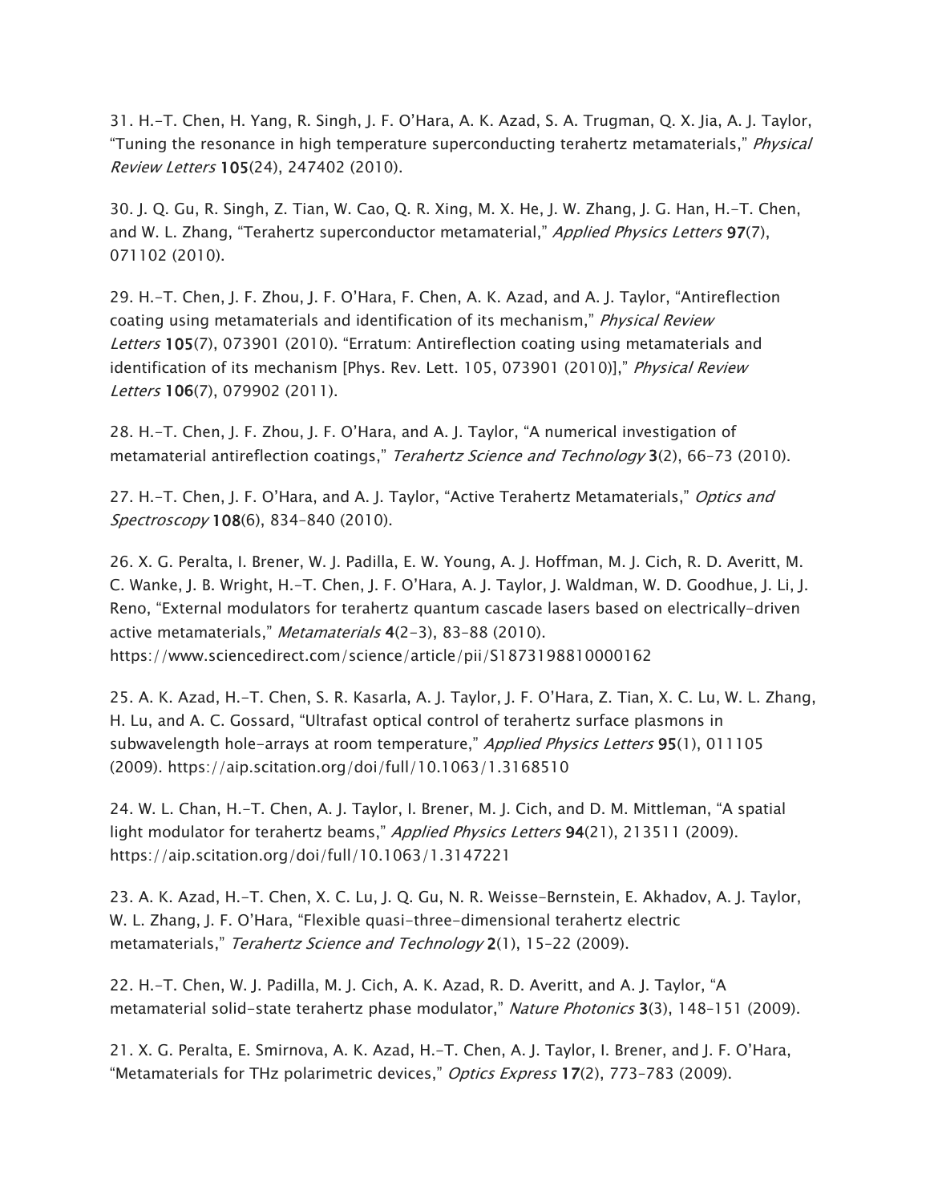31. H.-T. Chen, H. Yang, R. Singh, J. F. O'Hara, A. K. Azad, S. A. Trugman, Q. X. Jia, A. J. Taylor, "Tuning the resonance in high temperature superconducting terahertz metamaterials," *Physical Review Letters* **105**(24), 247402 (2010).

30. J. Q. Gu, R. Singh, Z. Tian, W. Cao, Q. R. Xing, M. X. He, J. W. Zhang, J. G. Han, H.-T. Chen, and W. L. Zhang, "Terahertz superconductor metamaterial," *Applied Physics Letters* **97**(7), 071102 (2010).

29. H.-T. Chen, J. F. Zhou, J. F. O'Hara, F. Chen, A. K. Azad, and A. J. Taylor, "Antireflection coating using metamaterials and identification of its mechanism," *Physical Review Letters* **105**(7), 073901 (2010). "Erratum: Antireflection coating using metamaterials and identification of its mechanism [Phys. Rev. Lett. 105, 073901 (2010)]," *Physical Review Letters* **106**(7), 079902 (2011).

28. H.-T. Chen, J. F. Zhou, J. F. O'Hara, and A. J. Taylor, "A numerical investigation of metamaterial antireflection coatings," *Terahertz Science and Technology* **3**(2), 66–73 (2010).

27. H.-T. Chen, J. F. O'Hara, and A. J. Taylor, "Active Terahertz Metamaterials," *Optics and Spectroscopy* **108**(6), 834–840 (2010).

26. X. G. Peralta, I. Brener, W. J. Padilla, E. W. Young, A. J. Hoffman, M. J. Cich, R. D. Averitt, M. C. Wanke, J. B. Wright, H.-T. Chen, J. F. O'Hara, A. J. Taylor, J. Waldman, W. D. Goodhue, J. Li, J. Reno, "External modulators for terahertz quantum cascade lasers based on electrically-driven active metamaterials," *Metamaterials* **4**(2-3), 83–88 (2010). https://www.sciencedirect.com/science/article/pii/S1873198810000162

25. A. K. Azad, H.-T. Chen, S. R. Kasarla, A. J. Taylor, J. F. O'Hara, Z. Tian, X. C. Lu, W. L. Zhang, H. Lu, and A. C. Gossard, "Ultrafast optical control of terahertz surface plasmons in subwavelength hole-arrays at room temperature," *Applied Physics Letters* **95**(1), 011105 (2009). https://aip.scitation.org/doi/full/10.1063/1.3168510

24. W. L. Chan, H.-T. Chen, A. J. Taylor, I. Brener, M. J. Cich, and D. M. Mittleman, "A spatial light modulator for terahertz beams," *Applied Physics Letters* **94**(21), 213511 (2009). https://aip.scitation.org/doi/full/10.1063/1.3147221

23. A. K. Azad, H.-T. Chen, X. C. Lu, J. Q. Gu, N. R. Weisse-Bernstein, E. Akhadov, A. J. Taylor, W. L. Zhang, J. F. O'Hara, "Flexible quasi-three-dimensional terahertz electric metamaterials," *Terahertz Science and Technology* **2**(1), 15–22 (2009).

22. H.-T. Chen, W. J. Padilla, M. J. Cich, A. K. Azad, R. D. Averitt, and A. J. Taylor, "A metamaterial solid-state terahertz phase modulator," *Nature Photonics* **3**(3), 148–151 (2009).

21. X. G. Peralta, E. Smirnova, A. K. Azad, H.-T. Chen, A. J. Taylor, I. Brener, and J. F. O'Hara, "Metamaterials for THz polarimetric devices," *Optics Express* **17**(2), 773–783 (2009).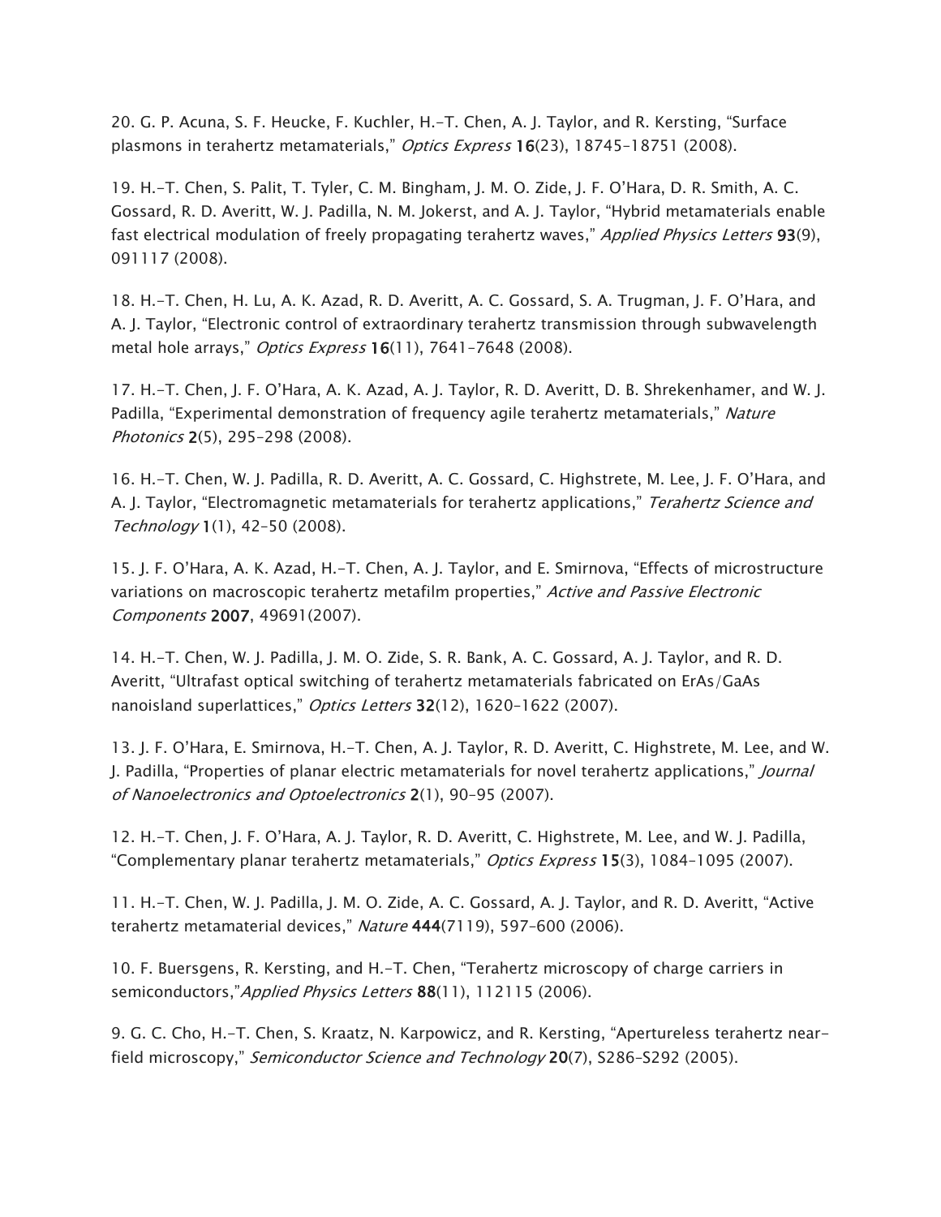20. G. P. Acuna, S. F. Heucke, F. Kuchler, H.-T. Chen, A. J. Taylor, and R. Kersting, "Surface plasmons in terahertz metamaterials," *Optics Express* **16**(23), 18745–18751 (2008).

19. H.-T. Chen, S. Palit, T. Tyler, C. M. Bingham, J. M. O. Zide, J. F. O'Hara, D. R. Smith, A. C. Gossard, R. D. Averitt, W. J. Padilla, N. M. Jokerst, and A. J. Taylor, "Hybrid metamaterials enable fast electrical modulation of freely propagating terahertz waves," *Applied Physics Letters* **93**(9), 091117 (2008).

18. H.-T. Chen, H. Lu, A. K. Azad, R. D. Averitt, A. C. Gossard, S. A. Trugman, J. F. O'Hara, and A. J. Taylor, "Electronic control of extraordinary terahertz transmission through subwavelength metal hole arrays," *Optics Express* **16**(11), 7641–7648 (2008).

17. H.-T. Chen, J. F. O'Hara, A. K. Azad, A. J. Taylor, R. D. Averitt, D. B. Shrekenhamer, and W. J. Padilla, "Experimental demonstration of frequency agile terahertz metamaterials," *Nature Photonics* **2**(5), 295–298 (2008).

16. H.-T. Chen, W. J. Padilla, R. D. Averitt, A. C. Gossard, C. Highstrete, M. Lee, J. F. O'Hara, and A. J. Taylor, "Electromagnetic metamaterials for terahertz applications," *Terahertz Science and Technology* **1**(1), 42–50 (2008).

15. J. F. O'Hara, A. K. Azad, H.-T. Chen, A. J. Taylor, and E. Smirnova, "Effects of microstructure variations on macroscopic terahertz metafilm properties," *Active and Passive Electronic Components* **2007**, 49691(2007).

14. H.-T. Chen, W. J. Padilla, J. M. O. Zide, S. R. Bank, A. C. Gossard, A. J. Taylor, and R. D. Averitt, "Ultrafast optical switching of terahertz metamaterials fabricated on ErAs/GaAs nanoisland superlattices," *Optics Letters* **32**(12), 1620–1622 (2007).

13. J. F. O'Hara, E. Smirnova, H.-T. Chen, A. J. Taylor, R. D. Averitt, C. Highstrete, M. Lee, and W. J. Padilla, "Properties of planar electric metamaterials for novel terahertz applications," *Journal of Nanoelectronics and Optoelectronics* **2**(1), 90–95 (2007).

12. H.-T. Chen, J. F. O'Hara, A. J. Taylor, R. D. Averitt, C. Highstrete, M. Lee, and W. J. Padilla, "Complementary planar terahertz metamaterials," *Optics Express* **15**(3), 1084–1095 (2007).

11. H.-T. Chen, W. J. Padilla, J. M. O. Zide, A. C. Gossard, A. J. Taylor, and R. D. Averitt, "Active terahertz metamaterial devices," *Nature* **444**(7119), 597–600 (2006).

10. F. Buersgens, R. Kersting, and H.-T. Chen, "Terahertz microscopy of charge carriers in semiconductors,"*Applied Physics Letters* **88**(11), 112115 (2006).

9. G. C. Cho, H.-T. Chen, S. Kraatz, N. Karpowicz, and R. Kersting, "Apertureless terahertz near-field microscopy," *Semiconductor Science and Technology* **20**(7), S286–S292 (2005).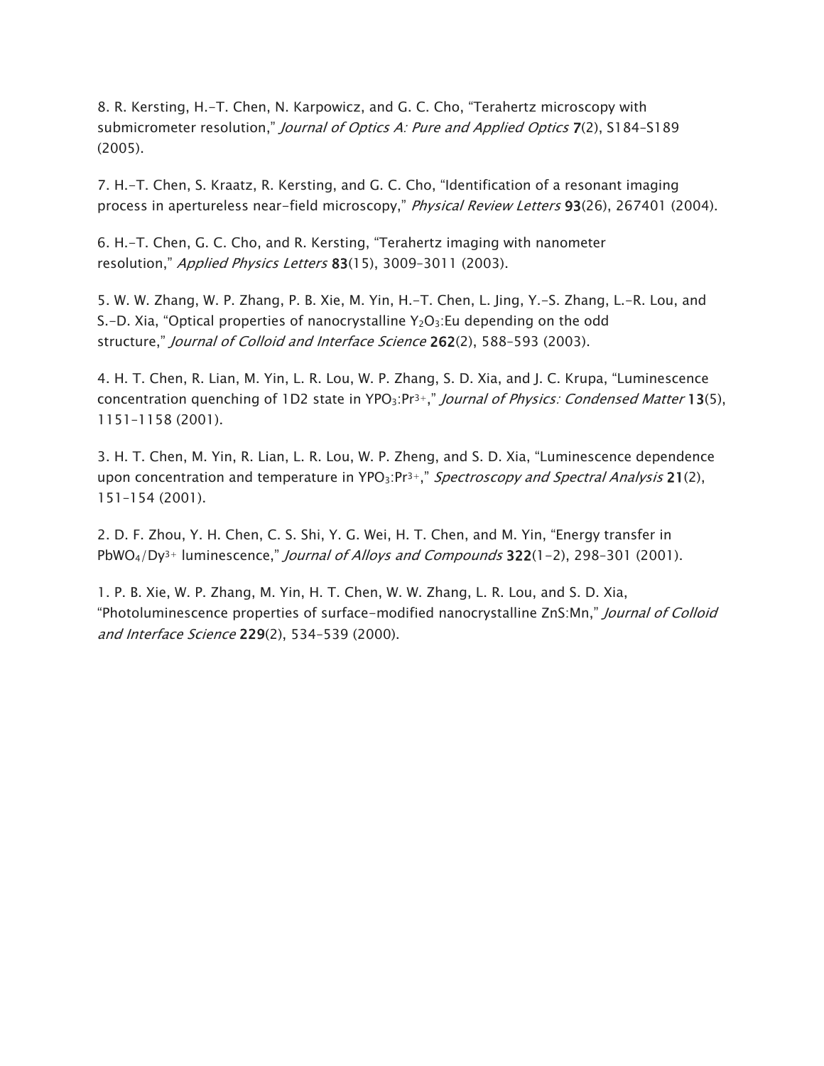8. R. Kersting, H.-T. Chen, N. Karpowicz, and G. C. Cho, "Terahertz microscopy with submicrometer resolution," *Journal of Optics A: Pure and Applied Optics* **7**(2), S184–S189 (2005).

7. H.-T. Chen, S. Kraatz, R. Kersting, and G. C. Cho, "Identification of a resonant imaging process in apertureless near-field microscopy," *Physical Review Letters* **93**(26), 267401 (2004).

6. H.-T. Chen, G. C. Cho, and R. Kersting, "Terahertz imaging with nanometer resolution," *Applied Physics Letters* **83**(15), 3009–3011 (2003).

5. W. W. Zhang, W. P. Zhang, P. B. Xie, M. Yin, H.-T. Chen, L. Jing, Y.-S. Zhang, L.-R. Lou, and S.-D. Xia, "Optical properties of nanocrystalline $Y_2O_3$:Eu depending on the odd structure," *Journal of Colloid and Interface Science* **262**(2), 588–593 (2003).

4. H. T. Chen, R. Lian, M. Yin, L. R. Lou, W. P. Zhang, S. D. Xia, and J. C. Krupa, "Luminescence concentration quenching of 1D2 state in $YPO_3$:$Pr^{3+}$," *Journal of Physics: Condensed Matter* **13**(5), 1151–1158 (2001).

3. H. T. Chen, M. Yin, R. Lian, L. R. Lou, W. P. Zheng, and S. D. Xia, "Luminescence dependence upon concentration and temperature in $YPO_3$:$Pr^{3+}$," *Spectroscopy and Spectral Analysis* **21**(2), 151–154 (2001).

2. D. F. Zhou, Y. H. Chen, C. S. Shi, Y. G. Wei, H. T. Chen, and M. Yin, "Energy transfer in $PbWO_4$/$Dy^{3+}$ luminescence," *Journal of Alloys and Compounds* **322**(1-2), 298–301 (2001).

1. P. B. Xie, W. P. Zhang, M. Yin, H. T. Chen, W. W. Zhang, L. R. Lou, and S. D. Xia, "Photoluminescence properties of surface-modified nanocrystalline ZnS:Mn," *Journal of Colloid and Interface Science* **229**(2), 534–539 (2000).